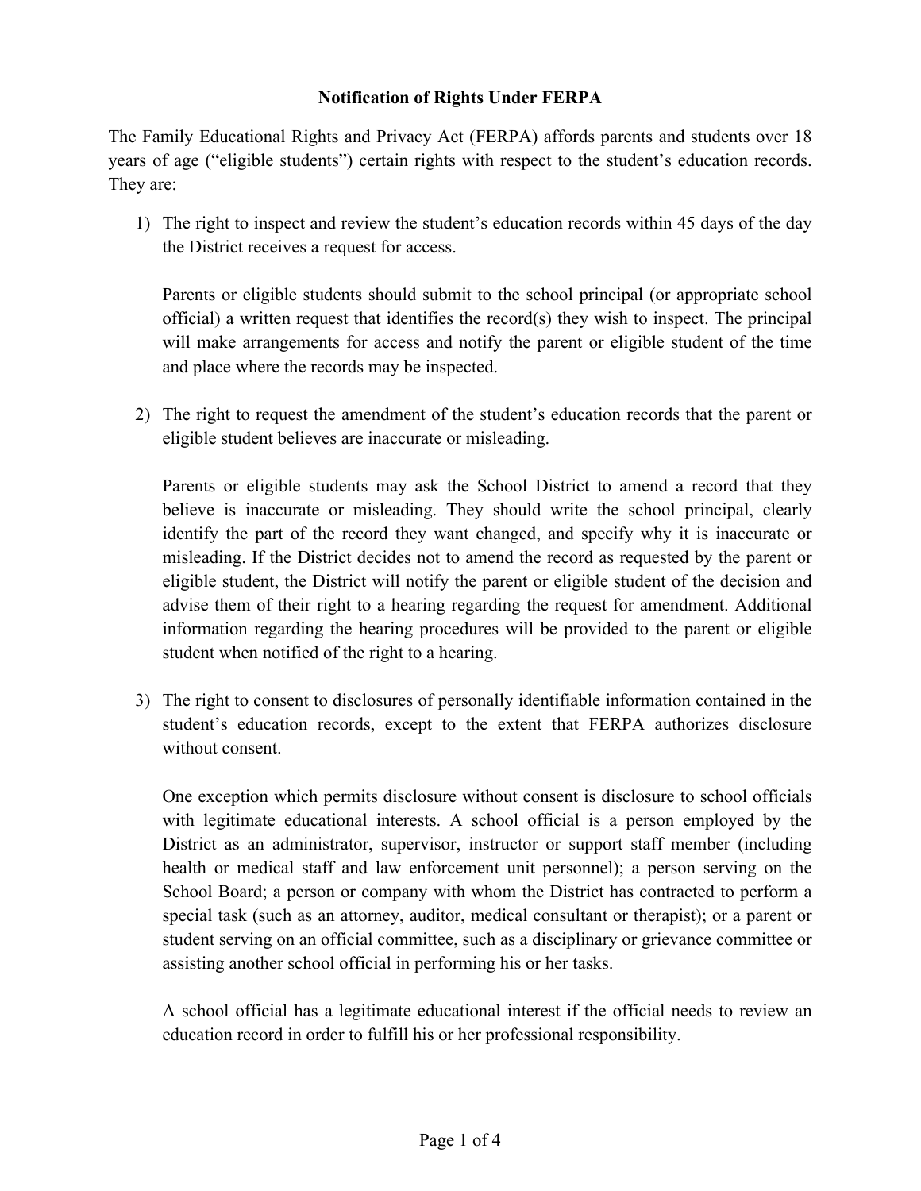# Notification of Rights Under FERPA

The Family Educational Rights and Privacy Act (FERPA) affords parents and students over 18 years of age ("eligible students") certain rights with respect to the student's education records. They are:

1) The right to inspect and review the student's education records within 45 days of the day the District receives a request for access.

   Parents or eligible students should submit to the school principal (or appropriate school official) a written request that identifies the record(s) they wish to inspect. The principal will make arrangements for access and notify the parent or eligible student of the time and place where the records may be inspected.

2) The right to request the amendment of the student's education records that the parent or eligible student believes are inaccurate or misleading.

   Parents or eligible students may ask the School District to amend a record that they believe is inaccurate or misleading. They should write the school principal, clearly identify the part of the record they want changed, and specify why it is inaccurate or misleading. If the District decides not to amend the record as requested by the parent or eligible student, the District will notify the parent or eligible student of the decision and advise them of their right to a hearing regarding the request for amendment. Additional information regarding the hearing procedures will be provided to the parent or eligible student when notified of the right to a hearing.

3) The right to consent to disclosures of personally identifiable information contained in the student's education records, except to the extent that FERPA authorizes disclosure without consent.

   One exception which permits disclosure without consent is disclosure to school officials with legitimate educational interests. A school official is a person employed by the District as an administrator, supervisor, instructor or support staff member (including health or medical staff and law enforcement unit personnel); a person serving on the School Board; a person or company with whom the District has contracted to perform a special task (such as an attorney, auditor, medical consultant or therapist); or a parent or student serving on an official committee, such as a disciplinary or grievance committee or assisting another school official in performing his or her tasks.

   A school official has a legitimate educational interest if the official needs to review an education record in order to fulfill his or her professional responsibility.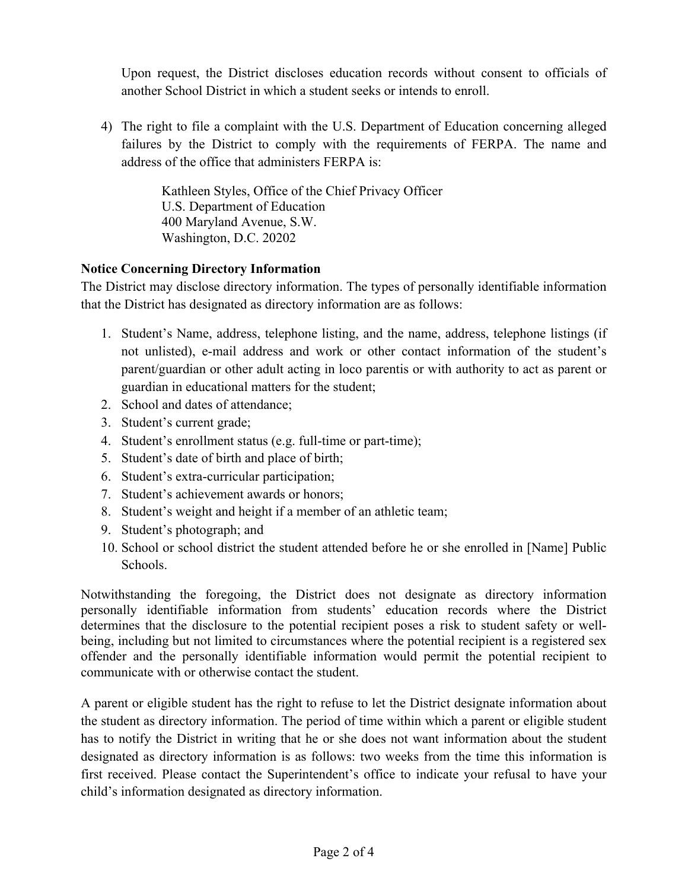Upon request, the District discloses education records without consent to officials of another School District in which a student seeks or intends to enroll.

4) The right to file a complaint with the U.S. Department of Education concerning alleged failures by the District to comply with the requirements of FERPA. The name and address of the office that administers FERPA is:

   Kathleen Styles, Office of the Chief Privacy Officer
   U.S. Department of Education
   400 Maryland Avenue, S.W.
   Washington, D.C. 20202

**Notice Concerning Directory Information**

The District may disclose directory information. The types of personally identifiable information that the District has designated as directory information are as follows:

1. Student's Name, address, telephone listing, and the name, address, telephone listings (if not unlisted), e-mail address and work or other contact information of the student's parent/guardian or other adult acting in loco parentis or with authority to act as parent or guardian in educational matters for the student;
2. School and dates of attendance;
3. Student's current grade;
4. Student's enrollment status (e.g. full-time or part-time);
5. Student's date of birth and place of birth;
6. Student's extra-curricular participation;
7. Student's achievement awards or honors;
8. Student's weight and height if a member of an athletic team;
9. Student's photograph; and
10. School or school district the student attended before he or she enrolled in [Name] Public Schools.

Notwithstanding the foregoing, the District does not designate as directory information personally identifiable information from students' education records where the District determines that the disclosure to the potential recipient poses a risk to student safety or well-being, including but not limited to circumstances where the potential recipient is a registered sex offender and the personally identifiable information would permit the potential recipient to communicate with or otherwise contact the student.

A parent or eligible student has the right to refuse to let the District designate information about the student as directory information. The period of time within which a parent or eligible student has to notify the District in writing that he or she does not want information about the student designated as directory information is as follows: two weeks from the time this information is first received. Please contact the Superintendent's office to indicate your refusal to have your child's information designated as directory information.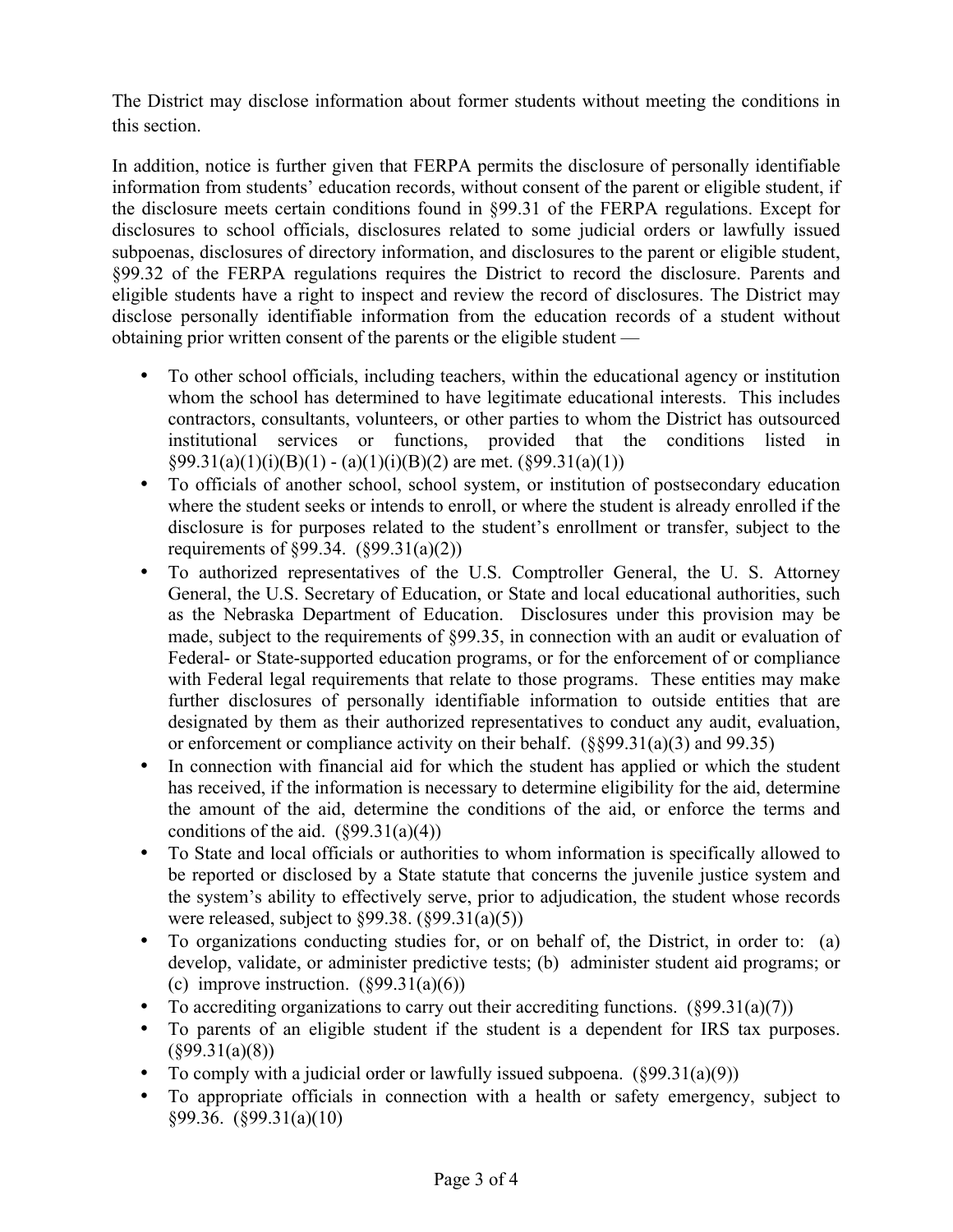The District may disclose information about former students without meeting the conditions in this section.

In addition, notice is further given that FERPA permits the disclosure of personally identifiable information from students' education records, without consent of the parent or eligible student, if the disclosure meets certain conditions found in §99.31 of the FERPA regulations. Except for disclosures to school officials, disclosures related to some judicial orders or lawfully issued subpoenas, disclosures of directory information, and disclosures to the parent or eligible student, §99.32 of the FERPA regulations requires the District to record the disclosure. Parents and eligible students have a right to inspect and review the record of disclosures. The District may disclose personally identifiable information from the education records of a student without obtaining prior written consent of the parents or the eligible student —

- To other school officials, including teachers, within the educational agency or institution whom the school has determined to have legitimate educational interests. This includes contractors, consultants, volunteers, or other parties to whom the District has outsourced institutional services or functions, provided that the conditions listed in §99.31(a)(1)(i)(B)(1) - (a)(1)(i)(B)(2) are met. (§99.31(a)(1))
- To officials of another school, school system, or institution of postsecondary education where the student seeks or intends to enroll, or where the student is already enrolled if the disclosure is for purposes related to the student's enrollment or transfer, subject to the requirements of §99.34. (§99.31(a)(2))
- To authorized representatives of the U.S. Comptroller General, the U. S. Attorney General, the U.S. Secretary of Education, or State and local educational authorities, such as the Nebraska Department of Education. Disclosures under this provision may be made, subject to the requirements of §99.35, in connection with an audit or evaluation of Federal- or State-supported education programs, or for the enforcement of or compliance with Federal legal requirements that relate to those programs. These entities may make further disclosures of personally identifiable information to outside entities that are designated by them as their authorized representatives to conduct any audit, evaluation, or enforcement or compliance activity on their behalf. (§§99.31(a)(3) and 99.35)
- In connection with financial aid for which the student has applied or which the student has received, if the information is necessary to determine eligibility for the aid, determine the amount of the aid, determine the conditions of the aid, or enforce the terms and conditions of the aid. (§99.31(a)(4))
- To State and local officials or authorities to whom information is specifically allowed to be reported or disclosed by a State statute that concerns the juvenile justice system and the system's ability to effectively serve, prior to adjudication, the student whose records were released, subject to §99.38. (§99.31(a)(5))
- To organizations conducting studies for, or on behalf of, the District, in order to: (a) develop, validate, or administer predictive tests; (b) administer student aid programs; or (c) improve instruction. (§99.31(a)(6))
- To accrediting organizations to carry out their accrediting functions. (§99.31(a)(7))
- To parents of an eligible student if the student is a dependent for IRS tax purposes. (§99.31(a)(8))
- To comply with a judicial order or lawfully issued subpoena. (§99.31(a)(9))
- To appropriate officials in connection with a health or safety emergency, subject to §99.36. (§99.31(a)(10)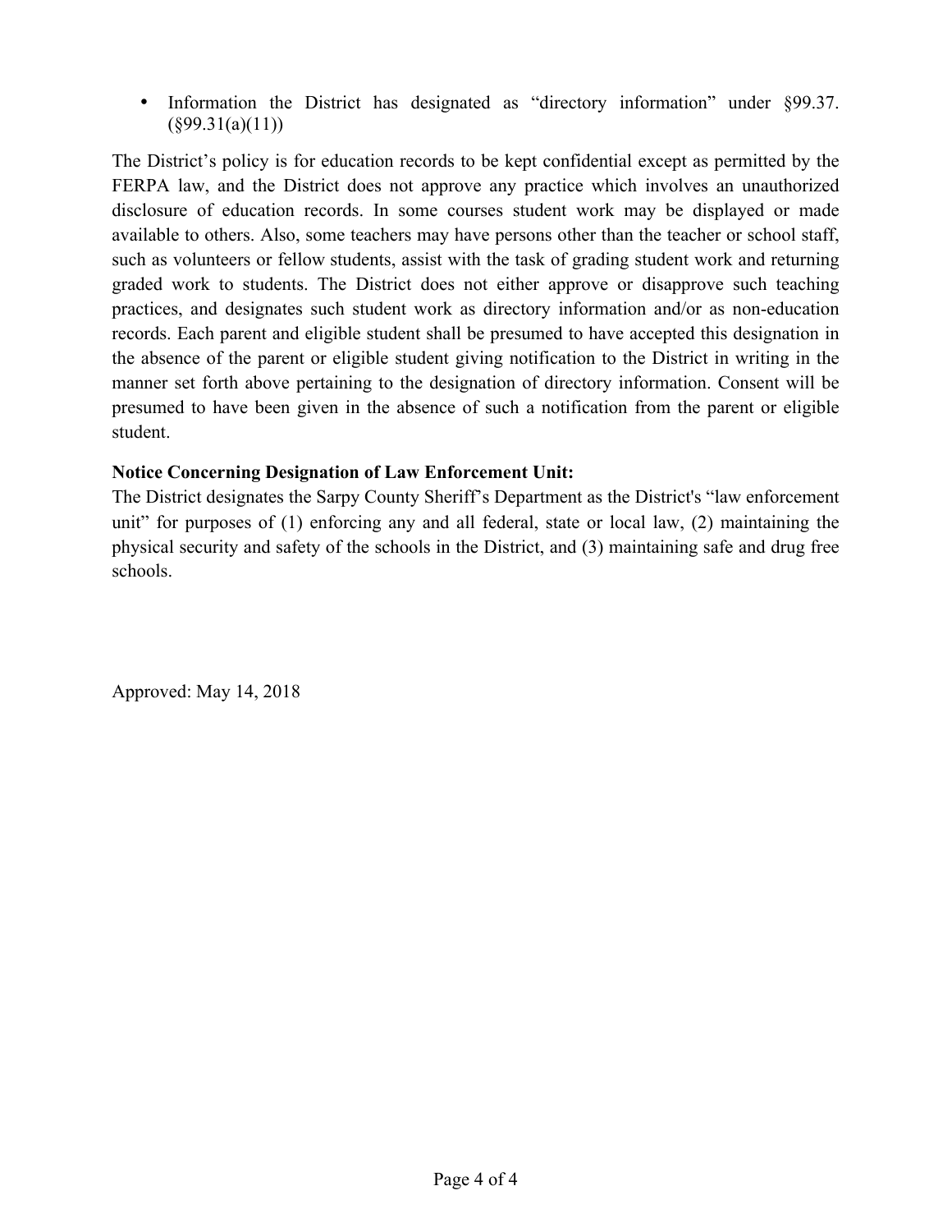- Information the District has designated as "directory information" under §99.37. (§99.31(a)(11))

The District's policy is for education records to be kept confidential except as permitted by the FERPA law, and the District does not approve any practice which involves an unauthorized disclosure of education records. In some courses student work may be displayed or made available to others. Also, some teachers may have persons other than the teacher or school staff, such as volunteers or fellow students, assist with the task of grading student work and returning graded work to students. The District does not either approve or disapprove such teaching practices, and designates such student work as directory information and/or as non-education records. Each parent and eligible student shall be presumed to have accepted this designation in the absence of the parent or eligible student giving notification to the District in writing in the manner set forth above pertaining to the designation of directory information. Consent will be presumed to have been given in the absence of such a notification from the parent or eligible student.

**Notice Concerning Designation of Law Enforcement Unit:**
The District designates the Sarpy County Sheriff's Department as the District's "law enforcement unit" for purposes of (1) enforcing any and all federal, state or local law, (2) maintaining the physical security and safety of the schools in the District, and (3) maintaining safe and drug free schools.

Approved: May 14, 2018